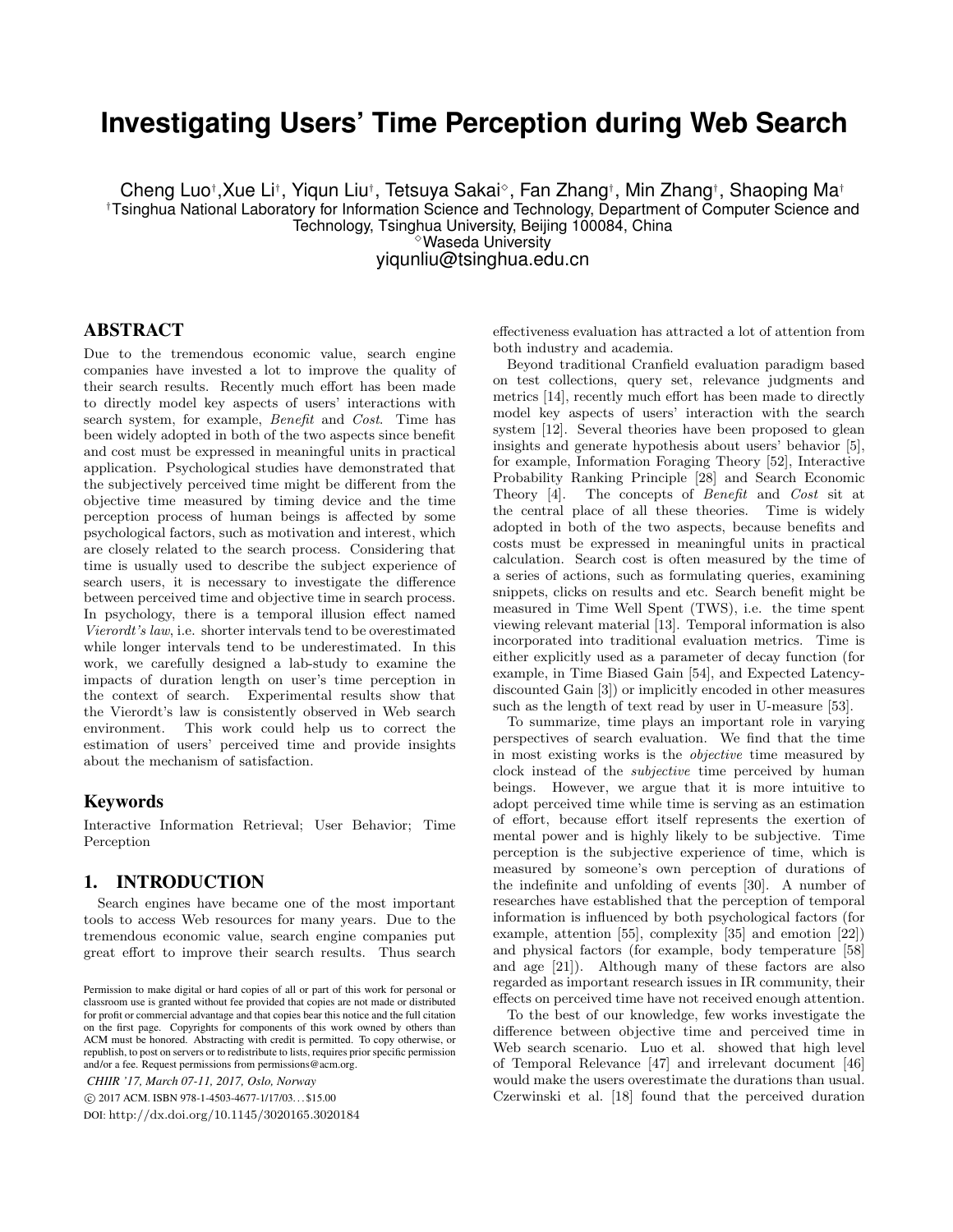# Investigating Users' Time Perception during Web Search

Cheng Luo[†], Xue Li[†], Yiqun Liu[†], Tetsuya Sakai[◇], Fan Zhang[†], Min Zhang[†], Shaoping Ma[†]

[†]Tsinghua National Laboratory for Information Science and Technology, Department of Computer Science and Technology, Tsinghua University, Beijing 100084, China

[◇]Waseda University

yiqunliu@tsinghua.edu.cn

## ABSTRACT

Due to the tremendous economic value, search engine companies have invested a lot to improve the quality of their search results. Recently much effort has been made to directly model key aspects of users' interactions with search system, for example, *Benefit* and *Cost*. Time has been widely adopted in both of the two aspects since benefit and cost must be expressed in meaningful units in practical application. Psychological studies have demonstrated that the subjectively perceived time might be different from the objective time measured by timing device and the time perception process of human beings is affected by some psychological factors, such as motivation and interest, which are closely related to the search process. Considering that time is usually used to describe the subject experience of search users, it is necessary to investigate the difference between perceived time and objective time in search process. In psychology, there is a temporal illusion effect named *Vierordt's law*, i.e. shorter intervals tend to be overestimated while longer intervals tend to be underestimated. In this work, we carefully designed a lab-study to examine the impacts of duration length on user's time perception in the context of search. Experimental results show that the Vierordt's law is consistently observed in Web search environment. This work could help us to correct the estimation of users' perceived time and provide insights about the mechanism of satisfaction.

## Keywords

Interactive Information Retrieval; User Behavior; Time Perception

## 1. INTRODUCTION

Search engines have became one of the most important tools to access Web resources for many years. Due to the tremendous economic value, search engine companies put great effort to improve their search results. Thus search effectiveness evaluation has attracted a lot of attention from both industry and academia.

Beyond traditional Cranfield evaluation paradigm based on test collections, query set, relevance judgments and metrics [14], recently much effort has been made to directly model key aspects of users' interaction with the search system [12]. Several theories have been proposed to glean insights and generate hypothesis about users' behavior [5], for example, Information Foraging Theory [52], Interactive Probability Ranking Principle [28] and Search Economic Theory [4]. The concepts of *Benefit* and *Cost* sit at the central place of all these theories. Time is widely adopted in both of the two aspects, because benefits and costs must be expressed in meaningful units in practical calculation. Search cost is often measured by the time of a series of actions, such as formulating queries, examining snippets, clicks on results and etc. Search benefit might be measured in Time Well Spent (TWS), i.e. the time spent viewing relevant material [13]. Temporal information is also incorporated into traditional evaluation metrics. Time is either explicitly used as a parameter of decay function (for example, in Time Biased Gain [54], and Expected Latency-discounted Gain [3]) or implicitly encoded in other measures such as the length of text read by user in U-measure [53].

To summarize, time plays an important role in varying perspectives of search evaluation. We find that the time in most existing works is the *objective* time measured by clock instead of the *subjective* time perceived by human beings. However, we argue that it is more intuitive to adopt perceived time while time is serving as an estimation of effort, because effort itself represents the exertion of mental power and is highly likely to be subjective. Time perception is the subjective experience of time, which is measured by someone's own perception of durations of the indefinite and unfolding of events [30]. A number of researches have established that the perception of temporal information is influenced by both psychological factors (for example, attention [55], complexity [35] and emotion [22]) and physical factors (for example, body temperature [58] and age [21]). Although many of these factors are also regarded as important research issues in IR community, their effects on perceived time have not received enough attention.

To the best of our knowledge, few works investigate the difference between objective time and perceived time in Web search scenario. Luo et al. showed that high level of Temporal Relevance [47] and irrelevant document [46] would make the users overestimate the durations than usual. Czerwinski et al. [18] found that the perceived duration

Permission to make digital or hard copies of all or part of this work for personal or classroom use is granted without fee provided that copies are not made or distributed for profit or commercial advantage and that copies bear this notice and the full citation on the first page. Copyrights for components of this work owned by others than ACM must be honored. Abstracting with credit is permitted. To copy otherwise, or republish, to post on servers or to redistribute to lists, requires prior specific permission and/or a fee. Request permissions from permissions@acm.org.

*CHIIR '17, March 07-11, 2017, Oslo, Norway*

© 2017 ACM. ISBN 978-1-4503-4677-1/17/03...$15.00

DOI: http://dx.doi.org/10.1145/3020165.3020184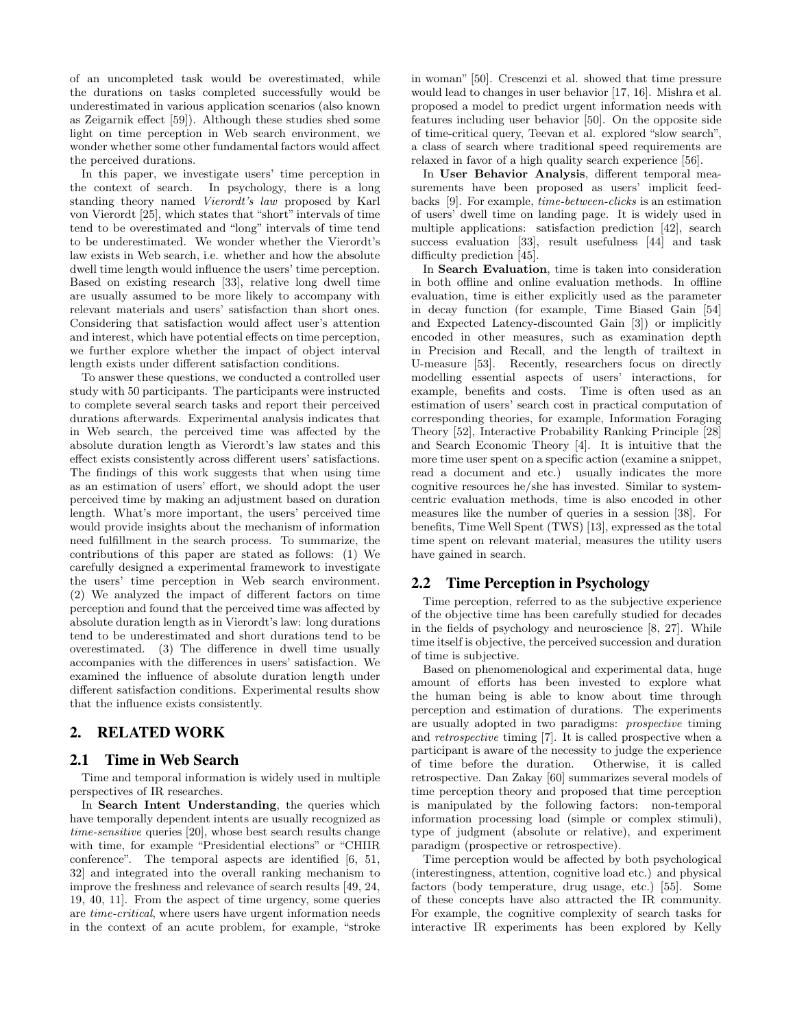of an uncompleted task would be overestimated, while the durations on tasks completed successfully would be underestimated in various application scenarios (also known as Zeigarnik effect [59]). Although these studies shed some light on time perception in Web search environment, we wonder whether some other fundamental factors would affect the perceived durations.

In this paper, we investigate users' time perception in the context of search. In psychology, there is a long standing theory named *Vierordt's law* proposed by Karl von Vierordt [25], which states that "short" intervals of time tend to be overestimated and "long" intervals of time tend to be underestimated. We wonder whether the Vierordt's law exists in Web search, i.e. whether and how the absolute dwell time length would influence the users' time perception. Based on existing research [33], relative long dwell time are usually assumed to be more likely to accompany with relevant materials and users' satisfaction than short ones. Considering that satisfaction would affect user's attention and interest, which have potential effects on time perception, we further explore whether the impact of object interval length exists under different satisfaction conditions.

To answer these questions, we conducted a controlled user study with 50 participants. The participants were instructed to complete several search tasks and report their perceived durations afterwards. Experimental analysis indicates that in Web search, the perceived time was affected by the absolute duration length as Vierordt's law states and this effect exists consistently across different users' satisfactions. The findings of this work suggests that when using time as an estimation of users' effort, we should adopt the user perceived time by making an adjustment based on duration length. What's more important, the users' perceived time would provide insights about the mechanism of information need fulfillment in the search process. To summarize, the contributions of this paper are stated as follows: (1) We carefully designed a experimental framework to investigate the users' time perception in Web search environment. (2) We analyzed the impact of different factors on time perception and found that the perceived time was affected by absolute duration length as in Vierordt's law: long durations tend to be underestimated and short durations tend to be overestimated. (3) The difference in dwell time usually accompanies with the differences in users' satisfaction. We examined the influence of absolute duration length under different satisfaction conditions. Experimental results show that the influence exists consistently.

## 2. RELATED WORK

### 2.1 Time in Web Search

Time and temporal information is widely used in multiple perspectives of IR researches.

In **Search Intent Understanding**, the queries which have temporally dependent intents are usually recognized as *time-sensitive* queries [20], whose best search results change with time, for example "Presidential elections" or "CHIIR conference". The temporal aspects are identified [6, 51, 32] and integrated into the overall ranking mechanism to improve the freshness and relevance of search results [49, 24, 19, 40, 11]. From the aspect of time urgency, some queries are *time-critical*, where users have urgent information needs in the context of an acute problem, for example, "stroke in woman" [50]. Crescenzi et al. showed that time pressure would lead to changes in user behavior [17, 16]. Mishra et al. proposed a model to predict urgent information needs with features including user behavior [50]. On the opposite side of time-critical query, Teevan et al. explored "slow search", a class of search where traditional speed requirements are relaxed in favor of a high quality search experience [56].

In **User Behavior Analysis**, different temporal measurements have been proposed as users' implicit feedbacks [9]. For example, *time-between-clicks* is an estimation of users' dwell time on landing page. It is widely used in multiple applications: satisfaction prediction [42], search success evaluation [33], result usefulness [44] and task difficulty prediction [45].

In **Search Evaluation**, time is taken into consideration in both offline and online evaluation methods. In offline evaluation, time is either explicitly used as the parameter in decay function (for example, Time Biased Gain [54] and Expected Latency-discounted Gain [3]) or implicitly encoded in other measures, such as examination depth in Precision and Recall, and the length of trailtext in U-measure [53]. Recently, researchers focus on directly modelling essential aspects of users' interactions, for example, benefits and costs. Time is often used as an estimation of users' search cost in practical computation of corresponding theories, for example, Information Foraging Theory [52], Interactive Probability Ranking Principle [28] and Search Economic Theory [4]. It is intuitive that the more time user spent on a specific action (examine a snippet, read a document and etc.) usually indicates the more cognitive resources he/she has invested. Similar to system-centric evaluation methods, time is also encoded in other measures like the number of queries in a session [38]. For benefits, Time Well Spent (TWS) [13], expressed as the total time spent on relevant material, measures the utility users have gained in search.

### 2.2 Time Perception in Psychology

Time perception, referred to as the subjective experience of the objective time has been carefully studied for decades in the fields of psychology and neuroscience [8, 27]. While time itself is objective, the perceived succession and duration of time is subjective.

Based on phenomenological and experimental data, huge amount of efforts has been invested to explore what the human being is able to know about time through perception and estimation of durations. The experiments are usually adopted in two paradigms: *prospective* timing and *retrospective* timing [7]. It is called prospective when a participant is aware of the necessity to judge the experience of time before the duration. Otherwise, it is called retrospective. Dan Zakay [60] summarizes several models of time perception theory and proposed that time perception is manipulated by the following factors: non-temporal information processing load (simple or complex stimuli), type of judgment (absolute or relative), and experiment paradigm (prospective or retrospective).

Time perception would be affected by both psychological (interestingness, attention, cognitive load etc.) and physical factors (body temperature, drug usage, etc.) [55]. Some of these concepts have also attracted the IR community. For example, the cognitive complexity of search tasks for interactive IR experiments has been explored by Kelly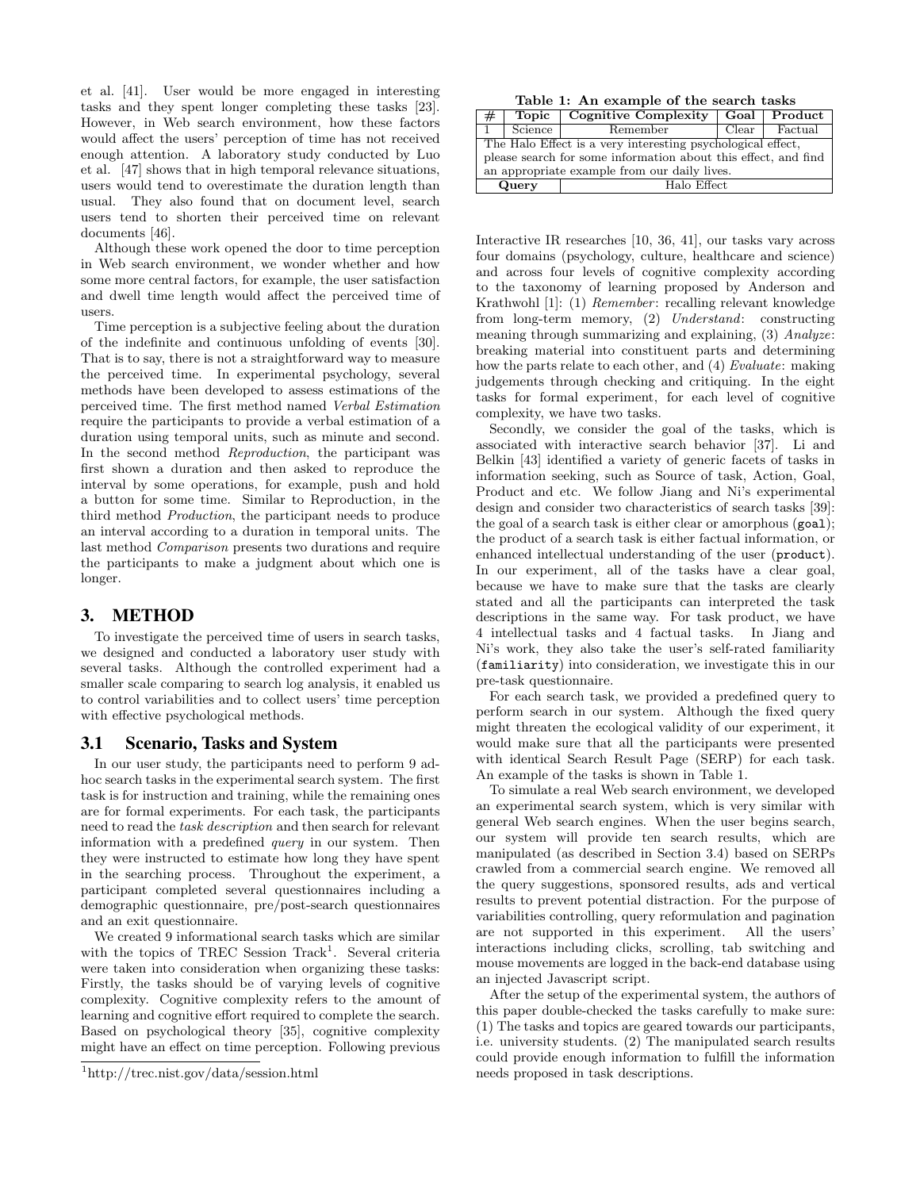et al. [41]. User would be more engaged in interesting tasks and they spent longer completing these tasks [23]. However, in Web search environment, how these factors would affect the users' perception of time has not received enough attention. A laboratory study conducted by Luo et al. [47] shows that in high temporal relevance situations, users would tend to overestimate the duration length than usual. They also found that on document level, search users tend to shorten their perceived time on relevant documents [46].

Although these work opened the door to time perception in Web search environment, we wonder whether and how some more central factors, for example, the user satisfaction and dwell time length would affect the perceived time of users.

Time perception is a subjective feeling about the duration of the indefinite and continuous unfolding of events [30]. That is to say, there is not a straightforward way to measure the perceived time. In experimental psychology, several methods have been developed to assess estimations of the perceived time. The first method named *Verbal Estimation* require the participants to provide a verbal estimation of a duration using temporal units, such as minute and second. In the second method *Reproduction*, the participant was first shown a duration and then asked to reproduce the interval by some operations, for example, push and hold a button for some time. Similar to Reproduction, in the third method *Production*, the participant needs to produce an interval according to a duration in temporal units. The last method *Comparison* presents two durations and require the participants to make a judgment about which one is longer.

## 3. METHOD

To investigate the perceived time of users in search tasks, we designed and conducted a laboratory user study with several tasks. Although the controlled experiment had a smaller scale comparing to search log analysis, it enabled us to control variabilities and to collect users' time perception with effective psychological methods.

### 3.1 Scenario, Tasks and System

In our user study, the participants need to perform 9 ad-hoc search tasks in the experimental search system. The first task is for instruction and training, while the remaining ones are for formal experiments. For each task, the participants need to read the *task description* and then search for relevant information with a predefined *query* in our system. Then they were instructed to estimate how long they have spent in the searching process. Throughout the experiment, a participant completed several questionnaires including a demographic questionnaire, pre/post-search questionnaires and an exit questionnaire.

We created 9 informational search tasks which are similar with the topics of TREC Session Track[1]. Several criteria were taken into consideration when organizing these tasks: Firstly, the tasks should be of varying levels of cognitive complexity. Cognitive complexity refers to the amount of learning and cognitive effort required to complete the search. Based on psychological theory [35], cognitive complexity might have an effect on time perception. Following previous Interactive IR researches [10, 36, 41], our tasks vary across four domains (psychology, culture, healthcare and science) and across four levels of cognitive complexity according to the taxonomy of learning proposed by Anderson and Krathwohl [1]: (1) *Remember*: recalling relevant knowledge from long-term memory, (2) *Understand*: constructing meaning through summarizing and explaining, (3) *Analyze*: breaking material into constituent parts and determining how the parts relate to each other, and (4) *Evaluate*: making judgements through checking and critiquing. In the eight tasks for formal experiment, for each level of cognitive complexity, we have two tasks.

[1]http://trec.nist.gov/data/session.html

**Table 1: An example of the search tasks**

| # | Topic | Cognitive Complexity | Goal | Product |
|---|---|---|---|---|
| 1 | Science | Remember | Clear | Factual |
| The Halo Effect is a very interesting psychological effect, please search for some information about this effect, and find an appropriate example from our daily lives. | | | | |
| **Query** | Halo Effect | | | |

Secondly, we consider the goal of the tasks, which is associated with interactive search behavior [37]. Li and Belkin [43] identified a variety of generic facets of tasks in information seeking, such as Source of task, Action, Goal, Product and etc. We follow Jiang and Ni's experimental design and consider two characteristics of search tasks [39]: the goal of a search task is either clear or amorphous (`goal`); the product of a search task is either factual information, or enhanced intellectual understanding of the user (`product`). In our experiment, all of the tasks have a clear goal, because we have to make sure that the tasks are clearly stated and all the participants can interpreted the task descriptions in the same way. For task product, we have 4 intellectual tasks and 4 factual tasks. In Jiang and Ni's work, they also take the user's self-rated familiarity (`familiarity`) into consideration, we investigate this in our pre-task questionnaire.

For each search task, we provided a predefined query to perform search in our system. Although the fixed query might threaten the ecological validity of our experiment, it would make sure that all the participants were presented with identical Search Result Page (SERP) for each task. An example of the tasks is shown in Table 1.

To simulate a real Web search environment, we developed an experimental search system, which is very similar with general Web search engines. When the user begins search, our system will provide ten search results, which are manipulated (as described in Section 3.4) based on SERPs crawled from a commercial search engine. We removed all the query suggestions, sponsored results, ads and vertical results to prevent potential distraction. For the purpose of variabilities controlling, query reformulation and pagination are not supported in this experiment. All the users' interactions including clicks, scrolling, tab switching and mouse movements are logged in the back-end database using an injected Javascript script.

After the setup of the experimental system, the authors of this paper double-checked the tasks carefully to make sure: (1) The tasks and topics are geared towards our participants, i.e. university students. (2) The manipulated search results could provide enough information to fulfill the information needs proposed in task descriptions.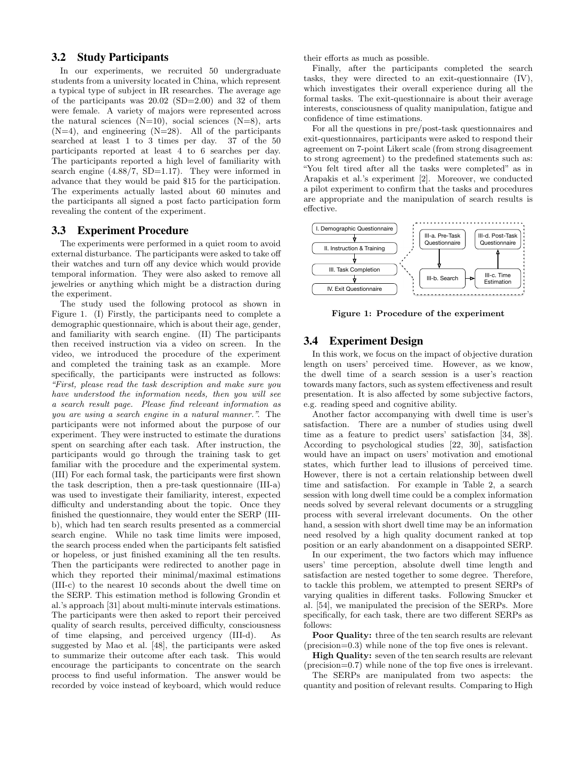### 3.2 Study Participants

In our experiments, we recruited 50 undergraduate students from a university located in China, which represent a typical type of subject in IR researches. The average age of the participants was 20.02 (SD=2.00) and 32 of them were female. A variety of majors were represented across the natural sciences (N=10), social sciences (N=8), arts (N=4), and engineering (N=28). All of the participants searched at least 1 to 3 times per day. 37 of the 50 participants reported at least 4 to 6 searches per day. The participants reported a high level of familiarity with search engine (4.88/7, SD=1.17). They were informed in advance that they would be paid $15 for the participation. The experiments actually lasted about 60 minutes and the participants all signed a post facto participation form revealing the content of the experiment.

### 3.3 Experiment Procedure

The experiments were performed in a quiet room to avoid external disturbance. The participants were asked to take off their watches and turn off any device which would provide temporal information. They were also asked to remove all jewelries or anything which might be a distraction during the experiment.

The study used the following protocol as shown in Figure 1. (I) Firstly, the participants need to complete a demographic questionnaire, which is about their age, gender, and familiarity with search engine. (II) The participants then received instruction via a video on screen. In the video, we introduced the procedure of the experiment and completed the training task as an example. More specifically, the participants were instructed as follows: *"First, please read the task description and make sure you have understood the information needs, then you will see a search result page. Please find relevant information as you are using a search engine in a natural manner."*. The participants were not informed about the purpose of our experiment. They were instructed to estimate the durations spent on searching after each task. After instruction, the participants would go through the training task to get familiar with the procedure and the experimental system. (III) For each formal task, the participants were first shown the task description, then a pre-task questionnaire (III-a) was used to investigate their familiarity, interest, expected difficulty and understanding about the topic. Once they finished the questionnaire, they would enter the SERP (III-b), which had ten search results presented as a commercial search engine. While no task time limits were imposed, the search process ended when the participants felt satisfied or hopeless, or just finished examining all the ten results. Then the participants were redirected to another page in which they reported their minimal/maximal estimations (III-c) to the nearest 10 seconds about the dwell time on the SERP. This estimation method is following Grondin et al.'s approach [31] about multi-minute intervals estimations. The participants were then asked to report their perceived quality of search results, perceived difficulty, consciousness of time elapsing, and perceived urgency (III-d). As suggested by Mao et al. [48], the participants were asked to summarize their outcome after each task. This would encourage the participants to concentrate on the search process to find useful information. The answer would be recorded by voice instead of keyboard, which would reduce their efforts as much as possible.

Finally, after the participants completed the search tasks, they were directed to an exit-questionnaire (IV), which investigates their overall experience during all the formal tasks. The exit-questionnaire is about their average interests, consciousness of quality manipulation, fatigue and confidence of time estimations.

For all the questions in pre/post-task questionnaires and exit-questionnaires, participants were asked to respond their agreement on 7-point Likert scale (from strong disagreement to strong agreement) to the predefined statements such as: "You felt tired after all the tasks were completed" as in Arapakis et al.'s experiment [2]. Moreover, we conducted a pilot experiment to confirm that the tasks and procedures are appropriate and the manipulation of search results is effective.

I. Demographic Questionnaire → II. Instruction & Training → III. Task Completion → IV. Exit Questionnaire

III-a. Pre-Task Questionnaire → III-b. Search → III-c. Time Estimation → III-d. Post-Task Questionnaire

**Figure 1: Procedure of the experiment**

### 3.4 Experiment Design

In this work, we focus on the impact of objective duration length on users' perceived time. However, as we know, the dwell time of a search session is a user's reaction towards many factors, such as system effectiveness and result presentation. It is also affected by some subjective factors, e.g. reading speed and cognitive ability.

Another factor accompanying with dwell time is user's satisfaction. There are a number of studies using dwell time as a feature to predict users' satisfaction [34, 38]. According to psychological studies [22, 30], satisfaction would have an impact on users' motivation and emotional states, which further lead to illusions of perceived time. However, there is not a certain relationship between dwell time and satisfaction. For example in Table 2, a search session with long dwell time could be a complex information needs solved by several relevant documents or a struggling process with several irrelevant documents. On the other hand, a session with short dwell time may be an information need resolved by a high quality document ranked at top position or an early abandonment on a disappointed SERP.

In our experiment, the two factors which may influence users' time perception, absolute dwell time length and satisfaction are nested together to some degree. Therefore, to tackle this problem, we attempted to present SERPs of varying qualities in different tasks. Following Smucker et al. [54], we manipulated the precision of the SERPs. More specifically, for each task, there are two different SERPs as follows:

**Poor Quality:** three of the ten search results are relevant (precision=0.3) while none of the top five ones is relevant.

**High Quality:** seven of the ten search results are relevant (precision=0.7) while none of the top five ones is irrelevant.

The SERPs are manipulated from two aspects: the quantity and position of relevant results. Comparing to High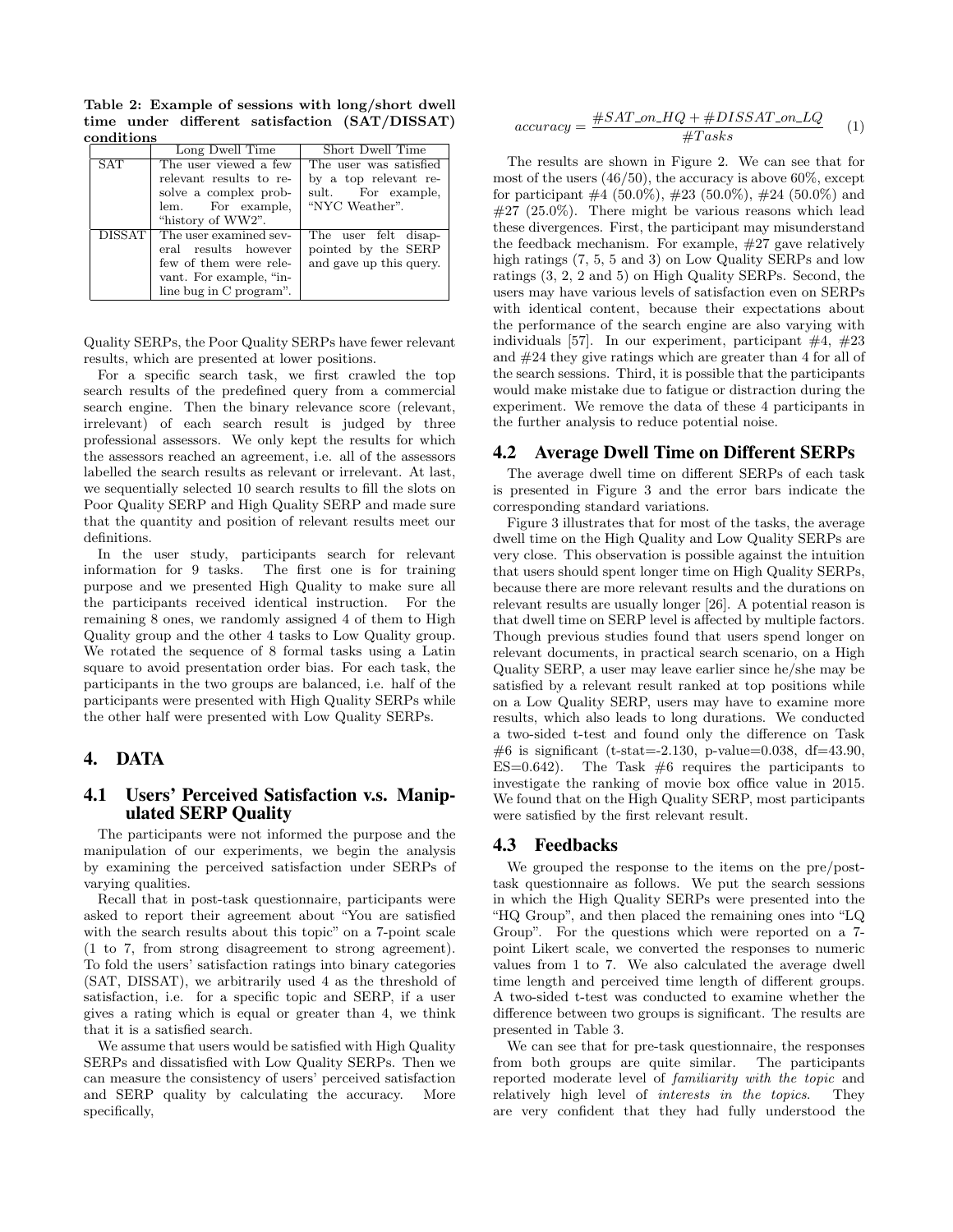**Table 2: Example of sessions with long/short dwell time under different satisfaction (SAT/DISSAT) conditions**

| | Long Dwell Time | Short Dwell Time |
|---|---|---|
| SAT | The user viewed a few relevant results to resolve a complex problem. For example, "history of WW2". | The user was satisfied by a top relevant result. For example, "NYC Weather". |
| DISSAT | The user examined several results however few of them were relevant. For example, "inline bug in C program". | The user felt disappointed by the SERP and gave up this query. |

Quality SERPs, the Poor Quality SERPs have fewer relevant results, which are presented at lower positions.

For a specific search task, we first crawled the top search results of the predefined query from a commercial search engine. Then the binary relevance score (relevant, irrelevant) of each search result is judged by three professional assessors. We only kept the results for which the assessors reached an agreement, i.e. all of the assessors labelled the search results as relevant or irrelevant. At last, we sequentially selected 10 search results to fill the slots on Poor Quality SERP and High Quality SERP and made sure that the quantity and position of relevant results meet our definitions.

In the user study, participants search for relevant information for 9 tasks. The first one is for training purpose and we presented High Quality to make sure all the participants received identical instruction. For the remaining 8 ones, we randomly assigned 4 of them to High Quality group and the other 4 tasks to Low Quality group. We rotated the sequence of 8 formal tasks using a Latin square to avoid presentation order bias. For each task, the participants in the two groups are balanced, i.e. half of the participants were presented with High Quality SERPs while the other half were presented with Low Quality SERPs.

# 4. DATA

## 4.1 Users' Perceived Satisfaction v.s. Manipulated SERP Quality

The participants were not informed the purpose and the manipulation of our experiments, we begin the analysis by examining the perceived satisfaction under SERPs of varying qualities.

Recall that in post-task questionnaire, participants were asked to report their agreement about "You are satisfied with the search results about this topic" on a 7-point scale (1 to 7, from strong disagreement to strong agreement). To fold the users' satisfaction ratings into binary categories (SAT, DISSAT), we arbitrarily used 4 as the threshold of satisfaction, i.e. for a specific topic and SERP, if a user gives a rating which is equal or greater than 4, we think that it is a satisfied search.

We assume that users would be satisfied with High Quality SERPs and dissatisfied with Low Quality SERPs. Then we can measure the consistency of users' perceived satisfaction and SERP quality by calculating the accuracy. More specifically,

$$accuracy = \frac{\#SAT\_on\_HQ + \#DISSAT\_on\_LQ}{\#Tasks} \quad (1)$$

The results are shown in Figure 2. We can see that for most of the users (46/50), the accuracy is above 60%, except for participant #4 (50.0%), #23 (50.0%), #24 (50.0%) and #27 (25.0%). There might be various reasons which lead these divergences. First, the participant may misunderstand the feedback mechanism. For example, #27 gave relatively high ratings (7, 5, 5 and 3) on Low Quality SERPs and low ratings (3, 2, 2 and 5) on High Quality SERPs. Second, the users may have various levels of satisfaction even on SERPs with identical content, because their expectations about the performance of the search engine are also varying with individuals [57]. In our experiment, participant #4, #23 and #24 they give ratings which are greater than 4 for all of the search sessions. Third, it is possible that the participants would make mistake due to fatigue or distraction during the experiment. We remove the data of these 4 participants in the further analysis to reduce potential noise.

## 4.2 Average Dwell Time on Different SERPs

The average dwell time on different SERPs of each task is presented in Figure 3 and the error bars indicate the corresponding standard variations.

Figure 3 illustrates that for most of the tasks, the average dwell time on the High Quality and Low Quality SERPs are very close. This observation is possible against the intuition that users should spent longer time on High Quality SERPs, because there are more relevant results and the durations on relevant results are usually longer [26]. A potential reason is that dwell time on SERP level is affected by multiple factors. Though previous studies found that users spend longer on relevant documents, in practical search scenario, on a High Quality SERP, a user may leave earlier since he/she may be satisfied by a relevant result ranked at top positions while on a Low Quality SERP, users may have to examine more results, which also leads to long durations. We conducted a two-sided t-test and found only the difference on Task #6 is significant (t-stat=-2.130, p-value=0.038, df=43.90, ES=0.642). The Task #6 requires the participants to investigate the ranking of movie box office value in 2015. We found that on the High Quality SERP, most participants were satisfied by the first relevant result.

## 4.3 Feedbacks

We grouped the response to the items on the pre/post-task questionnaire as follows. We put the search sessions in which the High Quality SERPs were presented into the "HQ Group", and then placed the remaining ones into "LQ Group". For the questions which were reported on a 7-point Likert scale, we converted the responses to numeric values from 1 to 7. We also calculated the average dwell time length and perceived time length of different groups. A two-sided t-test was conducted to examine whether the difference between two groups is significant. The results are presented in Table 3.

We can see that for pre-task questionnaire, the responses from both groups are quite similar. The participants reported moderate level of *familiarity with the topic* and relatively high level of *interests in the topics*. They are very confident that they had fully understood the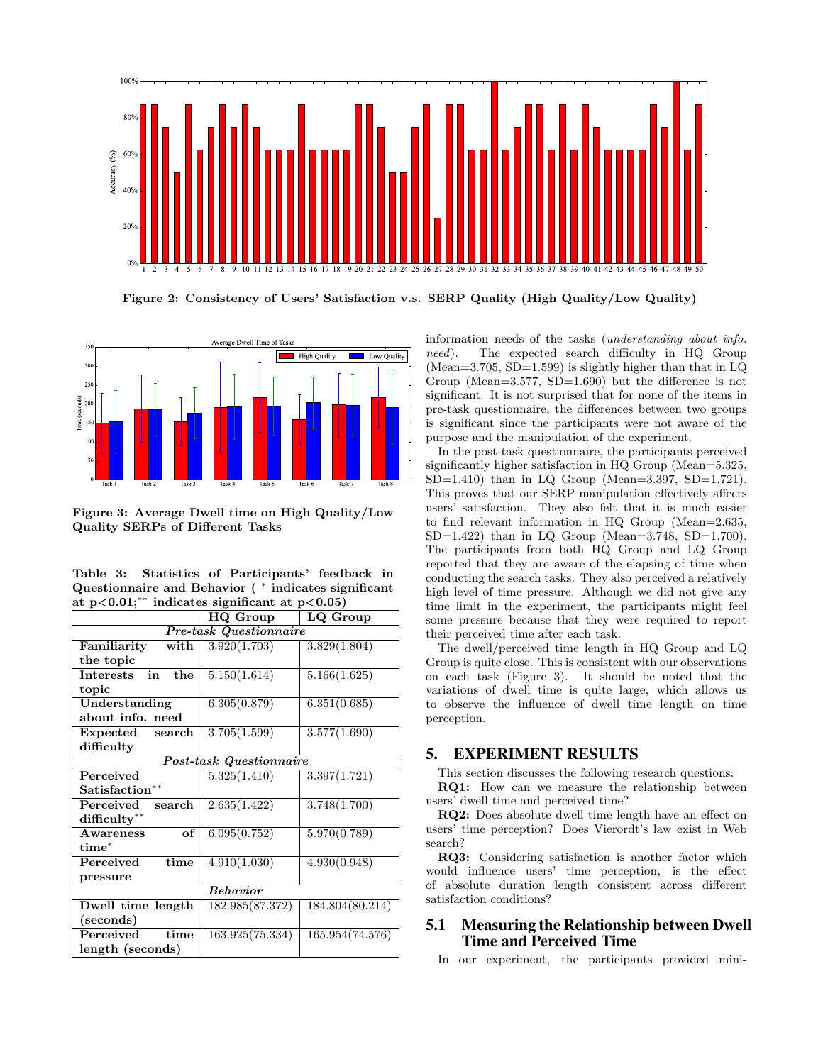Figure 2: Consistency of Users' Satisfaction v.s. SERP Quality (High Quality/Low Quality)

Figure 3: Average Dwell time on High Quality/Low Quality SERPs of Different Tasks

Table 3: Statistics of Participants' feedback in Questionnaire and Behavior ( $^{*}$ indicates significant at p<0.01; $^{**}$ indicates significant at p<0.05)

| | HQ Group | LQ Group |
|---|---|---|
| *Pre-task Questionnaire* | | |
| **Familiarity with the topic** | 3.920(1.703) | 3.829(1.804) |
| **Interests in the topic** | 5.150(1.614) | 5.166(1.625) |
| **Understanding about info. need** | 6.305(0.879) | 6.351(0.685) |
| **Expected search difficulty** | 3.705(1.599) | 3.577(1.690) |
| *Post-task Questionnaire* | | |
| **Perceived Satisfaction**$^{**}$ | 5.325(1.410) | 3.397(1.721) |
| **Perceived search difficulty**$^{**}$ | 2.635(1.422) | 3.748(1.700) |
| **Awareness of time**$^{*}$ | 6.095(0.752) | 5.970(0.789) |
| **Perceived time pressure** | 4.910(1.030) | 4.930(0.948) |
| *Behavior* | | |
| **Dwell time length (seconds)** | 182.985(87.372) | 184.804(80.214) |
| **Perceived time length (seconds)** | 163.925(75.334) | 165.954(74.576) |

information needs of the tasks (*understanding about info. need*). The expected search difficulty in HQ Group (Mean=3.705, SD=1.599) is slightly higher than that in LQ Group (Mean=3.577, SD=1.690) but the difference is not significant. It is not surprised that for none of the items in pre-task questionnaire, the differences between two groups is significant since the participants were not aware of the purpose and the manipulation of the experiment.

In the post-task questionnaire, the participants perceived significantly higher satisfaction in HQ Group (Mean=5.325, SD=1.410) than in LQ Group (Mean=3.397, SD=1.721). This proves that our SERP manipulation effectively affects users' satisfaction. They also felt that it is much easier to find relevant information in HQ Group (Mean=2.635, SD=1.422) than in LQ Group (Mean=3.748, SD=1.700). The participants from both HQ Group and LQ Group reported that they are aware of the elapsing of time when conducting the search tasks. They also perceived a relatively high level of time pressure. Although we did not give any time limit in the experiment, the participants might feel some pressure because that they were required to report their perceived time after each task.

The dwell/perceived time length in HQ Group and LQ Group is quite close. This is consistent with our observations on each task (Figure 3). It should be noted that the variations of dwell time is quite large, which allows us to observe the influence of dwell time length on time perception.

## 5. EXPERIMENT RESULTS

This section discusses the following research questions:

**RQ1:** How can we measure the relationship between users' dwell time and perceived time?

**RQ2:** Does absolute dwell time length have an effect on users' time perception? Does Vierordt's law exist in Web search?

**RQ3:** Considering satisfaction is another factor which would influence users' time perception, is the effect of absolute duration length consistent across different satisfaction conditions?

### 5.1 Measuring the Relationship between Dwell Time and Perceived Time

In our experiment, the participants provided mini-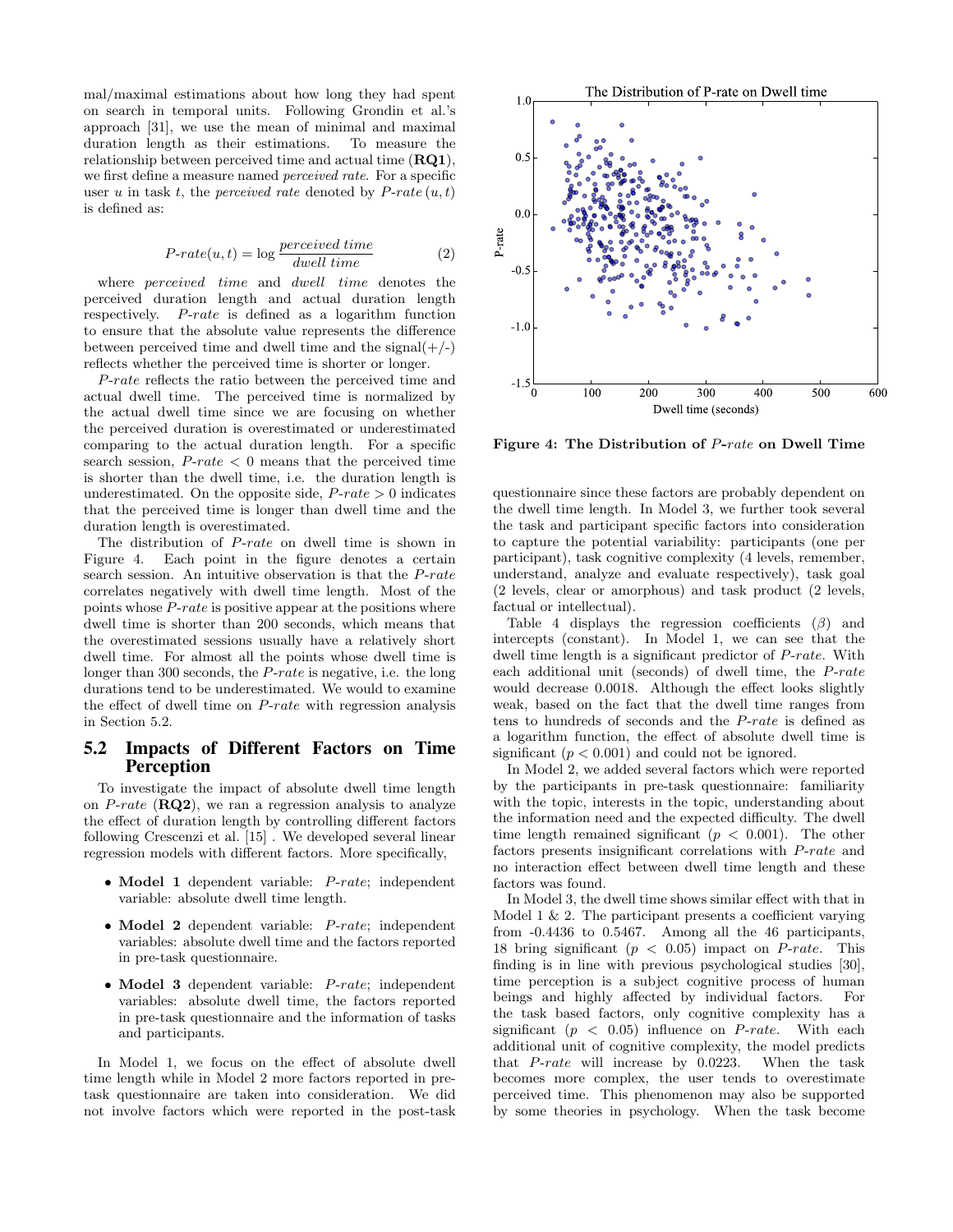mal/maximal estimations about how long they had spent on search in temporal units. Following Grondin et al.'s approach [31], we use the mean of minimal and maximal duration length as their estimations. To measure the relationship between perceived time and actual time (**RQ1**), we first define a measure named *perceived rate*. For a specific user $u$ in task $t$, the *perceived rate* denoted by $P\text{-}rate\,(u,t)$ is defined as:

$$P\text{-}rate(u,t) = \log \frac{perceived\ time}{dwell\ time} \tag{2}$$

where *perceived time* and *dwell time* denotes the perceived duration length and actual duration length respectively. *P-rate* is defined as a logarithm function to ensure that the absolute value represents the difference between perceived time and dwell time and the signal(+/-) reflects whether the perceived time is shorter or longer.

*P-rate* reflects the ratio between the perceived time and actual dwell time. The perceived time is normalized by the actual dwell time since we are focusing on whether the perceived duration is overestimated or underestimated comparing to the actual duration length. For a specific search session, $P\text{-}rate < 0$ means that the perceived time is shorter than the dwell time, i.e. the duration length is underestimated. On the opposite side, $P\text{-}rate > 0$ indicates that the perceived time is longer than dwell time and the duration length is overestimated.

The distribution of *P-rate* on dwell time is shown in Figure 4. Each point in the figure denotes a certain search session. An intuitive observation is that the *P-rate* correlates negatively with dwell time length. Most of the points whose *P-rate* is positive appear at the positions where dwell time is shorter than 200 seconds, which means that the overestimated sessions usually have a relatively short dwell time. For almost all the points whose dwell time is longer than 300 seconds, the *P-rate* is negative, i.e. the long durations tend to be underestimated. We would to examine the effect of dwell time on *P-rate* with regression analysis in Section 5.2.

## 5.2 Impacts of Different Factors on Time Perception

To investigate the impact of absolute dwell time length on *P-rate* (**RQ2**), we ran a regression analysis to analyze the effect of duration length by controlling different factors following Crescenzi et al. [15] . We developed several linear regression models with different factors. More specifically,

- **Model 1** dependent variable: *P-rate*; independent variable: absolute dwell time length.
- **Model 2** dependent variable: *P-rate*; independent variables: absolute dwell time and the factors reported in pre-task questionnaire.
- **Model 3** dependent variable: *P-rate*; independent variables: absolute dwell time, the factors reported in pre-task questionnaire and the information of tasks and participants.

In Model 1, we focus on the effect of absolute dwell time length while in Model 2 more factors reported in pre-task questionnaire are taken into consideration. We did not involve factors which were reported in the post-task questionnaire since these factors are probably dependent on the dwell time length. In Model 3, we further took several the task and participant specific factors into consideration to capture the potential variability: participants (one per participant), task cognitive complexity (4 levels, remember, understand, analyze and evaluate respectively), task goal (2 levels, clear or amorphous) and task product (2 levels, factual or intellectual).

**Figure 4: The Distribution of *P-rate* on Dwell Time**

Table 4 displays the regression coefficients ($\beta$) and intercepts (constant). In Model 1, we can see that the dwell time length is a significant predictor of *P-rate*. With each additional unit (seconds) of dwell time, the *P-rate* would decrease 0.0018. Although the effect looks slightly weak, based on the fact that the dwell time ranges from tens to hundreds of seconds and the *P-rate* is defined as a logarithm function, the effect of absolute dwell time is significant ($p < 0.001$) and could not be ignored.

In Model 2, we added several factors which were reported by the participants in pre-task questionnaire: familiarity with the topic, interests in the topic, understanding about the information need and the expected difficulty. The dwell time length remained significant ($p < 0.001$). The other factors presents insignificant correlations with *P-rate* and no interaction effect between dwell time length and these factors was found.

In Model 3, the dwell time shows similar effect with that in Model 1 & 2. The participant presents a coefficient varying from -0.4436 to 0.5467. Among all the 46 participants, 18 bring significant ($p < 0.05$) impact on *P-rate*. This finding is in line with previous psychological studies [30], time perception is a subject cognitive process of human beings and highly affected by individual factors. For the task based factors, only cognitive complexity has a significant ($p < 0.05$) influence on *P-rate*. With each additional unit of cognitive complexity, the model predicts that *P-rate* will increase by 0.0223. When the task becomes more complex, the user tends to overestimate perceived time. This phenomenon may also be supported by some theories in psychology. When the task become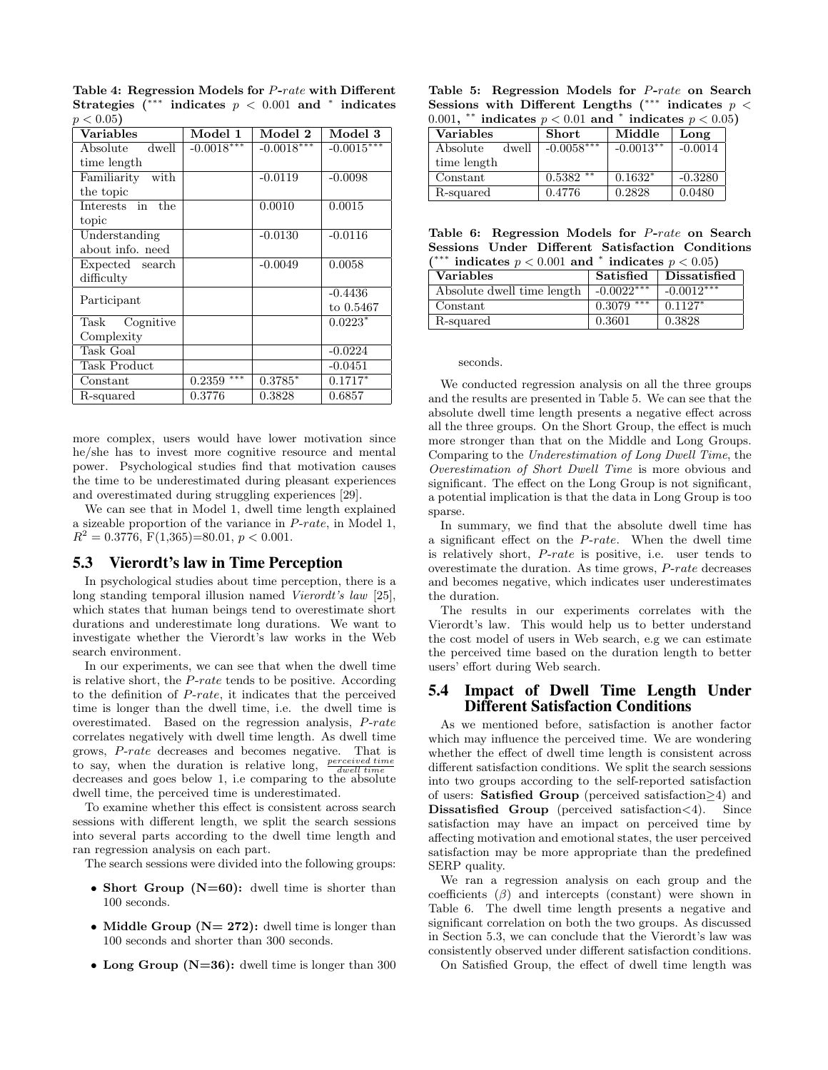**Table 4: Regression Models for *P-rate* with Different Strategies ($^{***}$ indicates $p < 0.001$ and $^{*}$ indicates $p < 0.05$)**

| Variables | Model 1 | Model 2 | Model 3 |
|---|---|---|---|
| Absolute dwell time length | $-0.0018^{***}$ | $-0.0018^{***}$ | $-0.0015^{***}$ |
| Familiarity with the topic | | -0.0119 | -0.0098 |
| Interests in the topic | | 0.0010 | 0.0015 |
| Understanding about info. need | | -0.0130 | -0.0116 |
| Expected search difficulty | | -0.0049 | 0.0058 |
| Participant | | | -0.4436 to 0.5467 |
| Task Cognitive Complexity | | | $0.0223^{*}$ |
| Task Goal | | | -0.0224 |
| Task Product | | | -0.0451 |
| Constant | $0.2359^{***}$ | $0.3785^{*}$ | $0.1717^{*}$ |
| R-squared | 0.3776 | 0.3828 | 0.6857 |

more complex, users would have lower motivation since he/she has to invest more cognitive resource and mental power. Psychological studies find that motivation causes the time to be underestimated during pleasant experiences and overestimated during struggling experiences [29].

We can see that in Model 1, dwell time length explained a sizeable proportion of the variance in *P-rate*, in Model 1, $R^2 = 0.3776$, $F(1,365)=80.01$, $p < 0.001$.

## 5.3 Vierordt's law in Time Perception

In psychological studies about time perception, there is a long standing temporal illusion named *Vierordt's law* [25], which states that human beings tend to overestimate short durations and underestimate long durations. We want to investigate whether the Vierordt's law works in the Web search environment.

In our experiments, we can see that when the dwell time is relative short, the *P-rate* tends to be positive. According to the definition of *P-rate*, it indicates that the perceived time is longer than the dwell time, i.e. the dwell time is overestimated. Based on the regression analysis, *P-rate* correlates negatively with dwell time length. As dwell time grows, *P-rate* decreases and becomes negative. That is to say, when the duration is relative long, $\frac{perceived\ time}{dwell\ time}$ decreases and goes below 1, i.e comparing to the absolute dwell time, the perceived time is underestimated.

To examine whether this effect is consistent across search sessions with different length, we split the search sessions into several parts according to the dwell time length and ran regression analysis on each part.

The search sessions were divided into the following groups:

- **Short Group (N=60):** dwell time is shorter than 100 seconds.
- **Middle Group (N= 272):** dwell time is longer than 100 seconds and shorter than 300 seconds.
- **Long Group (N=36):** dwell time is longer than 300 seconds.

**Table 5: Regression Models for *P-rate* on Search Sessions with Different Lengths ($^{***}$ indicates $p < 0.001$, $^{**}$ indicates $p < 0.01$ and $^{*}$ indicates $p < 0.05$)**

| Variables | Short | Middle | Long |
|---|---|---|---|
| Absolute dwell time length | $-0.0058^{***}$ | $-0.0013^{**}$ | -0.0014 |
| Constant | $0.5382^{**}$ | $0.1632^{*}$ | -0.3280 |
| R-squared | 0.4776 | 0.2828 | 0.0480 |

**Table 6: Regression Models for *P-rate* on Search Sessions Under Different Satisfaction Conditions ($^{***}$ indicates $p < 0.001$ and $^{*}$ indicates $p < 0.05$)**

| Variables | Satisfied | Dissatisfied |
|---|---|---|
| Absolute dwell time length | $-0.0022^{***}$ | $-0.0012^{***}$ |
| Constant | $0.3079^{***}$ | $0.1127^{*}$ |
| R-squared | 0.3601 | 0.3828 |

We conducted regression analysis on all the three groups and the results are presented in Table 5. We can see that the absolute dwell time length presents a negative effect across all the three groups. On the Short Group, the effect is much more stronger than that on the Middle and Long Groups. Comparing to the *Underestimation of Long Dwell Time*, the *Overestimation of Short Dwell Time* is more obvious and significant. The effect on the Long Group is not significant, a potential implication is that the data in Long Group is too sparse.

In summary, we find that the absolute dwell time has a significant effect on the *P-rate*. When the dwell time is relatively short, *P-rate* is positive, i.e. user tends to overestimate the duration. As time grows, *P-rate* decreases and becomes negative, which indicates user underestimates the duration.

The results in our experiments correlates with the Vierordt's law. This would help us to better understand the cost model of users in Web search, e.g we can estimate the perceived time based on the duration length to better users' effort during Web search.

## 5.4 Impact of Dwell Time Length Under Different Satisfaction Conditions

As we mentioned before, satisfaction is another factor which may influence the perceived time. We are wondering whether the effect of dwell time length is consistent across different satisfaction conditions. We split the search sessions into two groups according to the self-reported satisfaction of users: **Satisfied Group** (perceived satisfaction≥4) and **Dissatisfied Group** (perceived satisfaction<4). Since satisfaction may have an impact on perceived time by affecting motivation and emotional states, the user perceived satisfaction may be more appropriate than the predefined SERP quality.

We ran a regression analysis on each group and the coefficients ($\beta$) and intercepts (constant) were shown in Table 6. The dwell time length presents a negative and significant correlation on both the two groups. As discussed in Section 5.3, we can conclude that the Vierordt's law was consistently observed under different satisfaction conditions.

On Satisfied Group, the effect of dwell time length was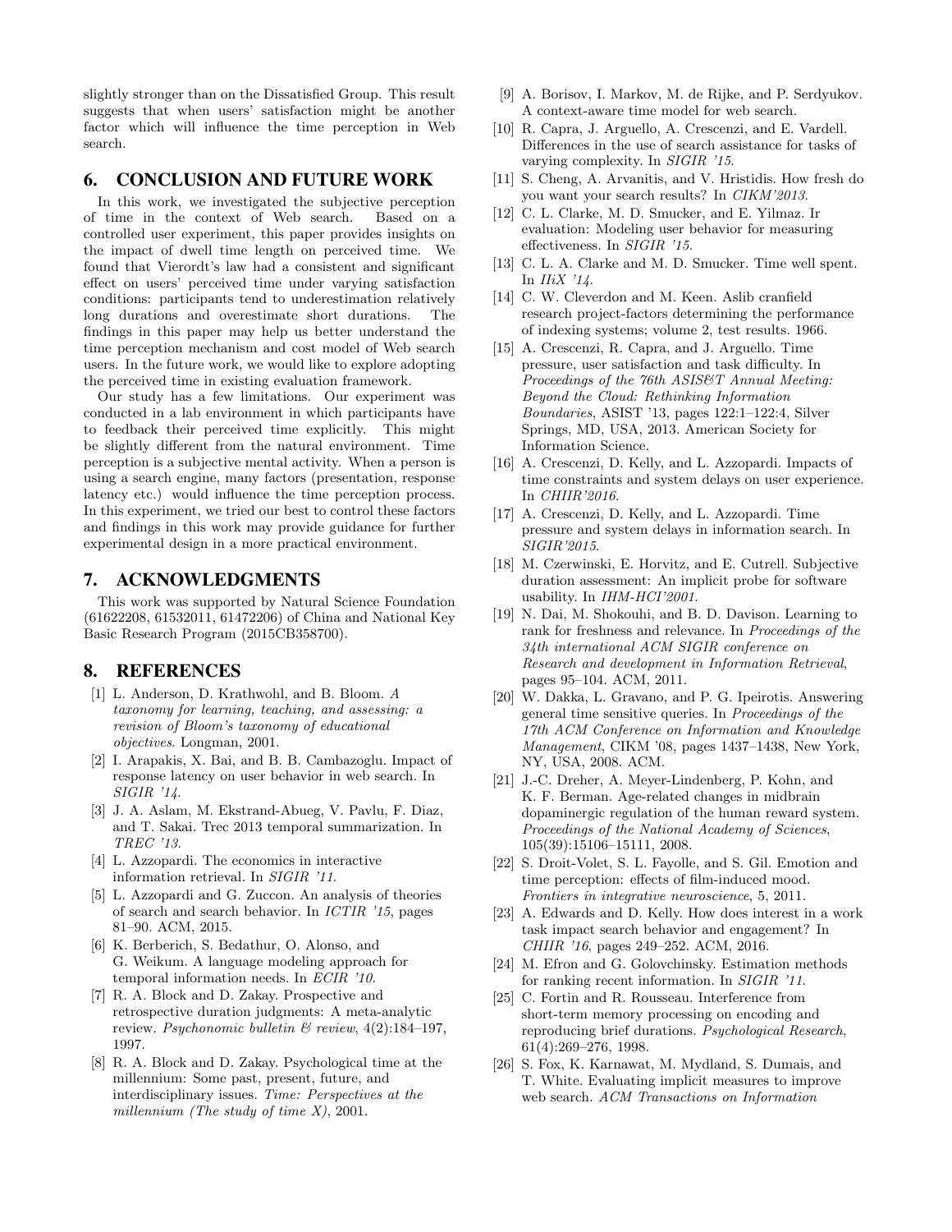slightly stronger than on the Dissatisfied Group. This result suggests that when users' satisfaction might be another factor which will influence the time perception in Web search.

## 6. CONCLUSION AND FUTURE WORK

In this work, we investigated the subjective perception of time in the context of Web search. Based on a controlled user experiment, this paper provides insights on the impact of dwell time length on perceived time. We found that Vierordt's law had a consistent and significant effect on users' perceived time under varying satisfaction conditions: participants tend to underestimation relatively long durations and overestimate short durations. The findings in this paper may help us better understand the time perception mechanism and cost model of Web search users. In the future work, we would like to explore adopting the perceived time in existing evaluation framework.

Our study has a few limitations. Our experiment was conducted in a lab environment in which participants have to feedback their perceived time explicitly. This might be slightly different from the natural environment. Time perception is a subjective mental activity. When a person is using a search engine, many factors (presentation, response latency etc.) would influence the time perception process. In this experiment, we tried our best to control these factors and findings in this work may provide guidance for further experimental design in a more practical environment.

## 7. ACKNOWLEDGMENTS

This work was supported by Natural Science Foundation (61622208, 61532011, 61472206) of China and National Key Basic Research Program (2015CB358700).

## 8. REFERENCES

[1] L. Anderson, D. Krathwohl, and B. Bloom. *A taxonomy for learning, teaching, and assessing: a revision of Bloom's taxonomy of educational objectives*. Longman, 2001.

[2] I. Arapakis, X. Bai, and B. B. Cambazoglu. Impact of response latency on user behavior in web search. In *SIGIR '14*.

[3] J. A. Aslam, M. Ekstrand-Abueg, V. Pavlu, F. Diaz, and T. Sakai. Trec 2013 temporal summarization. In *TREC '13*.

[4] L. Azzopardi. The economics in interactive information retrieval. In *SIGIR '11*.

[5] L. Azzopardi and G. Zuccon. An analysis of theories of search and search behavior. In *ICTIR '15*, pages 81–90. ACM, 2015.

[6] K. Berberich, S. Bedathur, O. Alonso, and G. Weikum. A language modeling approach for temporal information needs. In *ECIR '10*.

[7] R. A. Block and D. Zakay. Prospective and retrospective duration judgments: A meta-analytic review. *Psychonomic bulletin & review*, 4(2):184–197, 1997.

[8] R. A. Block and D. Zakay. Psychological time at the millennium: Some past, present, future, and interdisciplinary issues. *Time: Perspectives at the millennium (The study of time X)*, 2001.

[9] A. Borisov, I. Markov, M. de Rijke, and P. Serdyukov. A context-aware time model for web search.

[10] R. Capra, J. Arguello, A. Crescenzi, and E. Vardell. Differences in the use of search assistance for tasks of varying complexity. In *SIGIR '15*.

[11] S. Cheng, A. Arvanitis, and V. Hristidis. How fresh do you want your search results? In *CIKM'2013*.

[12] C. L. Clarke, M. D. Smucker, and E. Yilmaz. Ir evaluation: Modeling user behavior for measuring effectiveness. In *SIGIR '15*.

[13] C. L. A. Clarke and M. D. Smucker. Time well spent. In *IIiX '14*.

[14] C. W. Cleverdon and M. Keen. Aslib cranfield research project-factors determining the performance of indexing systems; volume 2, test results. 1966.

[15] A. Crescenzi, R. Capra, and J. Arguello. Time pressure, user satisfaction and task difficulty. In *Proceedings of the 76th ASIS&T Annual Meeting: Beyond the Cloud: Rethinking Information Boundaries*, ASIST '13, pages 122:1–122:4, Silver Springs, MD, USA, 2013. American Society for Information Science.

[16] A. Crescenzi, D. Kelly, and L. Azzopardi. Impacts of time constraints and system delays on user experience. In *CHIIR'2016*.

[17] A. Crescenzi, D. Kelly, and L. Azzopardi. Time pressure and system delays in information search. In *SIGIR'2015*.

[18] M. Czerwinski, E. Horvitz, and E. Cutrell. Subjective duration assessment: An implicit probe for software usability. In *IHM-HCI'2001*.

[19] N. Dai, M. Shokouhi, and B. D. Davison. Learning to rank for freshness and relevance. In *Proceedings of the 34th international ACM SIGIR conference on Research and development in Information Retrieval*, pages 95–104. ACM, 2011.

[20] W. Dakka, L. Gravano, and P. G. Ipeirotis. Answering general time sensitive queries. In *Proceedings of the 17th ACM Conference on Information and Knowledge Management*, CIKM '08, pages 1437–1438, New York, NY, USA, 2008. ACM.

[21] J.-C. Dreher, A. Meyer-Lindenberg, P. Kohn, and K. F. Berman. Age-related changes in midbrain dopaminergic regulation of the human reward system. *Proceedings of the National Academy of Sciences*, 105(39):15106–15111, 2008.

[22] S. Droit-Volet, S. L. Fayolle, and S. Gil. Emotion and time perception: effects of film-induced mood. *Frontiers in integrative neuroscience*, 5, 2011.

[23] A. Edwards and D. Kelly. How does interest in a work task impact search behavior and engagement? In *CHIIR '16*, pages 249–252. ACM, 2016.

[24] M. Efron and G. Golovchinsky. Estimation methods for ranking recent information. In *SIGIR '11*.

[25] C. Fortin and R. Rousseau. Interference from short-term memory processing on encoding and reproducing brief durations. *Psychological Research*, 61(4):269–276, 1998.

[26] S. Fox, K. Karnawat, M. Mydland, S. Dumais, and T. White. Evaluating implicit measures to improve web search. *ACM Transactions on Information*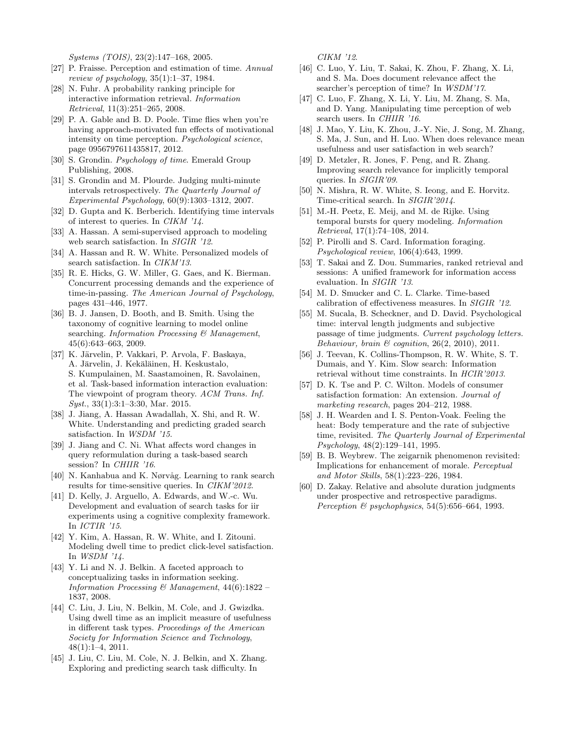Systems (TOIS)*, 23(2):147–168, 2005.

[27] P. Fraisse. Perception and estimation of time. *Annual review of psychology*, 35(1):1–37, 1984.

[28] N. Fuhr. A probability ranking principle for interactive information retrieval. *Information Retrieval*, 11(3):251–265, 2008.

[29] P. A. Gable and B. D. Poole. Time flies when you're having approach-motivated fun effects of motivational intensity on time perception. *Psychological science*, page 0956797611435817, 2012.

[30] S. Grondin. *Psychology of time*. Emerald Group Publishing, 2008.

[31] S. Grondin and M. Plourde. Judging multi-minute intervals retrospectively. *The Quarterly Journal of Experimental Psychology*, 60(9):1303–1312, 2007.

[32] D. Gupta and K. Berberich. Identifying time intervals of interest to queries. In *CIKM '14*.

[33] A. Hassan. A semi-supervised approach to modeling web search satisfaction. In *SIGIR '12*.

[34] A. Hassan and R. W. White. Personalized models of search satisfaction. In *CIKM'13*.

[35] R. E. Hicks, G. W. Miller, G. Gaes, and K. Bierman. Concurrent processing demands and the experience of time-in-passing. *The American Journal of Psychology*, pages 431–446, 1977.

[36] B. J. Jansen, D. Booth, and B. Smith. Using the taxonomy of cognitive learning to model online searching. *Information Processing & Management*, 45(6):643–663, 2009.

[37] K. Järvelin, P. Vakkari, P. Arvola, F. Baskaya, A. Järvelin, J. Kekäläinen, H. Keskustalo, S. Kumpulainen, M. Saastamoinen, R. Savolainen, et al. Task-based information interaction evaluation: The viewpoint of program theory. *ACM Trans. Inf. Syst.*, 33(1):3:1–3:30, Mar. 2015.

[38] J. Jiang, A. Hassan Awadallah, X. Shi, and R. W. White. Understanding and predicting graded search satisfaction. In *WSDM '15*.

[39] J. Jiang and C. Ni. What affects word changes in query reformulation during a task-based search session? In *CHIIR '16*.

[40] N. Kanhabua and K. Nørvåg. Learning to rank search results for time-sensitive queries. In *CIKM'2012*.

[41] D. Kelly, J. Arguello, A. Edwards, and W.-c. Wu. Development and evaluation of search tasks for iir experiments using a cognitive complexity framework. In *ICTIR '15*.

[42] Y. Kim, A. Hassan, R. W. White, and I. Zitouni. Modeling dwell time to predict click-level satisfaction. In *WSDM '14*.

[43] Y. Li and N. J. Belkin. A faceted approach to conceptualizing tasks in information seeking. *Information Processing & Management*, 44(6):1822 – 1837, 2008.

[44] C. Liu, J. Liu, N. Belkin, M. Cole, and J. Gwizdka. Using dwell time as an implicit measure of usefulness in different task types. *Proceedings of the American Society for Information Science and Technology*, 48(1):1–4, 2011.

[45] J. Liu, C. Liu, M. Cole, N. J. Belkin, and X. Zhang. Exploring and predicting search task difficulty. In *CIKM '12*.

[46] C. Luo, Y. Liu, T. Sakai, K. Zhou, F. Zhang, X. Li, and S. Ma. Does document relevance affect the searcher's perception of time? In *WSDM'17*.

[47] C. Luo, F. Zhang, X. Li, Y. Liu, M. Zhang, S. Ma, and D. Yang. Manipulating time perception of web search users. In *CHIIR '16*.

[48] J. Mao, Y. Liu, K. Zhou, J.-Y. Nie, J. Song, M. Zhang, S. Ma, J. Sun, and H. Luo. When does relevance mean usefulness and user satisfaction in web search?

[49] D. Metzler, R. Jones, F. Peng, and R. Zhang. Improving search relevance for implicitly temporal queries. In *SIGIR'09*.

[50] N. Mishra, R. W. White, S. Ieong, and E. Horvitz. Time-critical search. In *SIGIR'2014*.

[51] M.-H. Peetz, E. Meij, and M. de Rijke. Using temporal bursts for query modeling. *Information Retrieval*, 17(1):74–108, 2014.

[52] P. Pirolli and S. Card. Information foraging. *Psychological review*, 106(4):643, 1999.

[53] T. Sakai and Z. Dou. Summaries, ranked retrieval and sessions: A unified framework for information access evaluation. In *SIGIR '13*.

[54] M. D. Smucker and C. L. Clarke. Time-based calibration of effectiveness measures. In *SIGIR '12*.

[55] M. Sucala, B. Scheckner, and D. David. Psychological time: interval length judgments and subjective passage of time judgments. *Current psychology letters. Behaviour, brain & cognition*, 26(2, 2010), 2011.

[56] J. Teevan, K. Collins-Thompson, R. W. White, S. T. Dumais, and Y. Kim. Slow search: Information retrieval without time constraints. In *HCIR'2013*.

[57] D. K. Tse and P. C. Wilton. Models of consumer satisfaction formation: An extension. *Journal of marketing research*, pages 204–212, 1988.

[58] J. H. Wearden and I. S. Penton-Voak. Feeling the heat: Body temperature and the rate of subjective time, revisited. *The Quarterly Journal of Experimental Psychology*, 48(2):129–141, 1995.

[59] B. B. Weybrew. The zeigarnik phenomenon revisited: Implications for enhancement of morale. *Perceptual and Motor Skills*, 58(1):223–226, 1984.

[60] D. Zakay. Relative and absolute duration judgments under prospective and retrospective paradigms. *Perception & psychophysics*, 54(5):656–664, 1993.